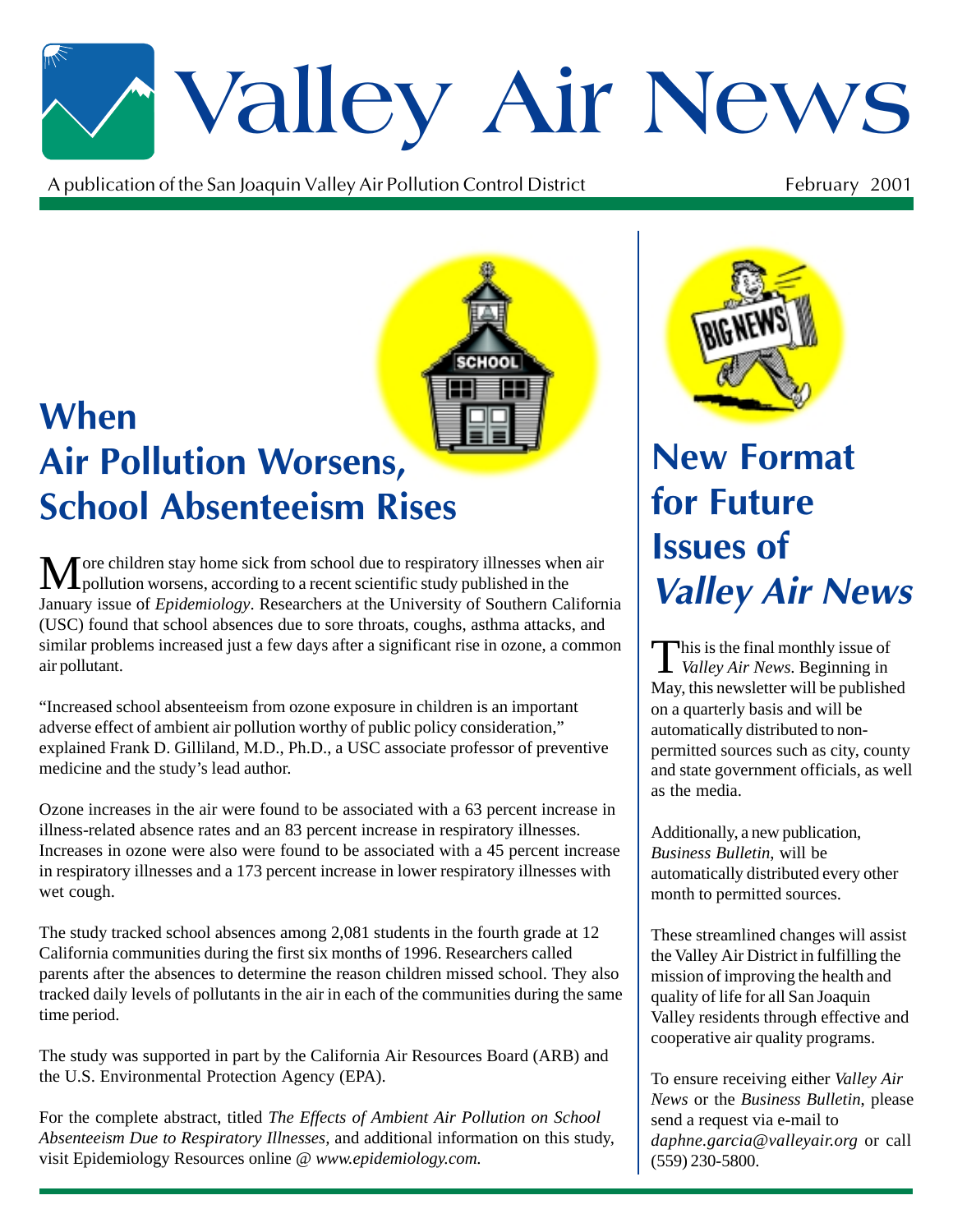# Valley Air News

A publication of the San Joaquin Valley Air Pollution Control District

February 2001

## When Air Pollution Worsens, School Absenteeism Rises

More children stay home sick from school due to respiratory illnesses when air pollution worsens, according to a recent scientific study published in the January issue of *Epidemiology*. Researchers at the University of Southern California (USC) found that school absences due to sore throats, coughs, asthma attacks, and similar problems increased just a few days after a significant rise in ozone, a common air pollutant.

"Increased school absenteeism from ozone exposure in children is an important adverse effect of ambient air pollution worthy of public policy consideration," explained Frank D. Gilliland, M.D., Ph.D., a USC associate professor of preventive medicine and the study's lead author.

Ozone increases in the air were found to be associated with a 63 percent increase in illness-related absence rates and an 83 percent increase in respiratory illnesses. Increases in ozone were also were found to be associated with a 45 percent increase in respiratory illnesses and a 173 percent increase in lower respiratory illnesses with wet cough.

The study tracked school absences among 2,081 students in the fourth grade at 12 California communities during the first six months of 1996. Researchers called parents after the absences to determine the reason children missed school. They also tracked daily levels of pollutants in the air in each of the communities during the same time period.

The study was supported in part by the California Air Resources Board (ARB) and the U.S. Environmental Protection Agency (EPA).

For the complete abstract, titled *The Effects of Ambient Air Pollution on School Absenteeism Due to Respiratory Illnesses,* and additional information on this study, visit Epidemiology Resources online @ *www.epidemiology.com.*

## New Format for Future Issues of *Valley Air News*

This is the final monthly issue of *Valley Air News.* Beginning in May, this newsletter will be published on a quarterly basis and will be automatically distributed to non-permitted sources such as city, county and state government officials, as well as the media.

Additionally, a new publication, *Business Bulletin,* will be automatically distributed every other month to permitted sources.

These streamlined changes will assist the Valley Air District in fulfilling the mission of improving the health and quality of life for all San Joaquin Valley residents through effective and cooperative air quality programs.

To ensure receiving either *Valley Air News* or the *Business Bulletin,* please send a request via e-mail to *daphne.garcia@valleyair.org* or call (559) 230-5800.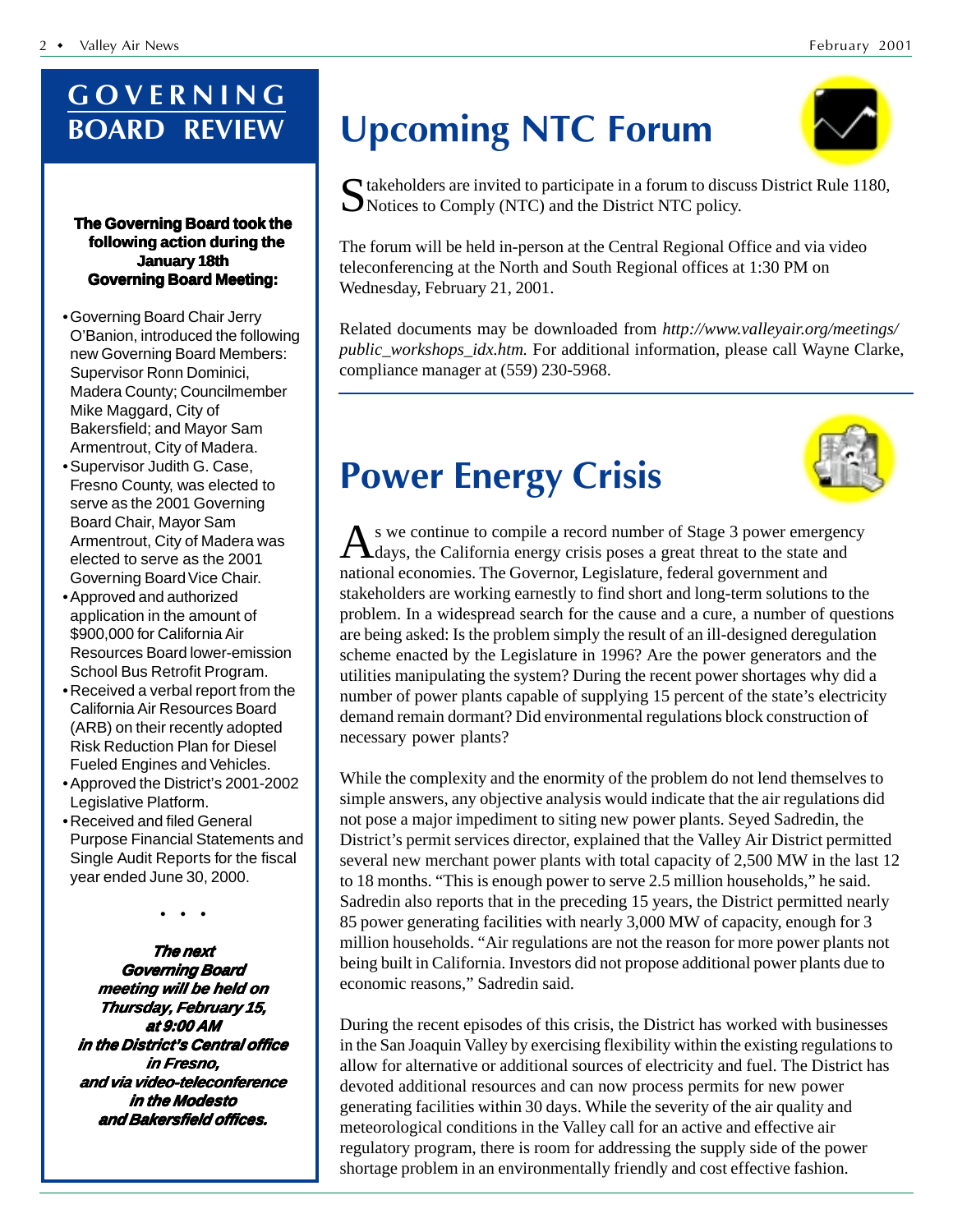## GOVERNING BOARD REVIEW

**The Governing Board took the following action during the January 18th Governing Board Meeting:**

- Governing Board Chair Jerry O'Banion, introduced the following new Governing Board Members: Supervisor Ronn Dominici, Madera County; Councilmember Mike Maggard, City of Bakersfield; and Mayor Sam Armentrout, City of Madera.
- Supervisor Judith G. Case, Fresno County, was elected to serve as the 2001 Governing Board Chair, Mayor Sam Armentrout, City of Madera was elected to serve as the 2001 Governing Board Vice Chair.
- Approved and authorized application in the amount of $900,000 for California Air Resources Board lower-emission School Bus Retrofit Program.
- Received a verbal report from the California Air Resources Board (ARB) on their recently adopted Risk Reduction Plan for Diesel Fueled Engines and Vehicles.
- Approved the District's 2001-2002 Legislative Platform.
- Received and filed General Purpose Financial Statements and Single Audit Reports for the fiscal year ended June 30, 2000.

• • •

***The next Governing Board meeting will be held on Thursday, February 15, at 9:00 AM in the District's Central office in Fresno, and via video-teleconference in the Modesto and Bakersfield offices.***

# Upcoming NTC Forum

Stakeholders are invited to participate in a forum to discuss District Rule 1180, Notices to Comply (NTC) and the District NTC policy.

The forum will be held in-person at the Central Regional Office and via video teleconferencing at the North and South Regional offices at 1:30 PM on Wednesday, February 21, 2001.

Related documents may be downloaded from *http://www.valleyair.org/meetings/public_workshops_idx.htm.* For additional information, please call Wayne Clarke, compliance manager at (559) 230-5968.

# Power Energy Crisis

As we continue to compile a record number of Stage 3 power emergency days, the California energy crisis poses a great threat to the state and national economies. The Governor, Legislature, federal government and stakeholders are working earnestly to find short and long-term solutions to the problem. In a widespread search for the cause and a cure, a number of questions are being asked: Is the problem simply the result of an ill-designed deregulation scheme enacted by the Legislature in 1996? Are the power generators and the utilities manipulating the system? During the recent power shortages why did a number of power plants capable of supplying 15 percent of the state's electricity demand remain dormant? Did environmental regulations block construction of necessary power plants?

While the complexity and the enormity of the problem do not lend themselves to simple answers, any objective analysis would indicate that the air regulations did not pose a major impediment to siting new power plants. Seyed Sadredin, the District's permit services director, explained that the Valley Air District permitted several new merchant power plants with total capacity of 2,500 MW in the last 12 to 18 months. "This is enough power to serve 2.5 million households," he said. Sadredin also reports that in the preceding 15 years, the District permitted nearly 85 power generating facilities with nearly 3,000 MW of capacity, enough for 3 million households. "Air regulations are not the reason for more power plants not being built in California. Investors did not propose additional power plants due to economic reasons," Sadredin said.

During the recent episodes of this crisis, the District has worked with businesses in the San Joaquin Valley by exercising flexibility within the existing regulations to allow for alternative or additional sources of electricity and fuel. The District has devoted additional resources and can now process permits for new power generating facilities within 30 days. While the severity of the air quality and meteorological conditions in the Valley call for an active and effective air regulatory program, there is room for addressing the supply side of the power shortage problem in an environmentally friendly and cost effective fashion.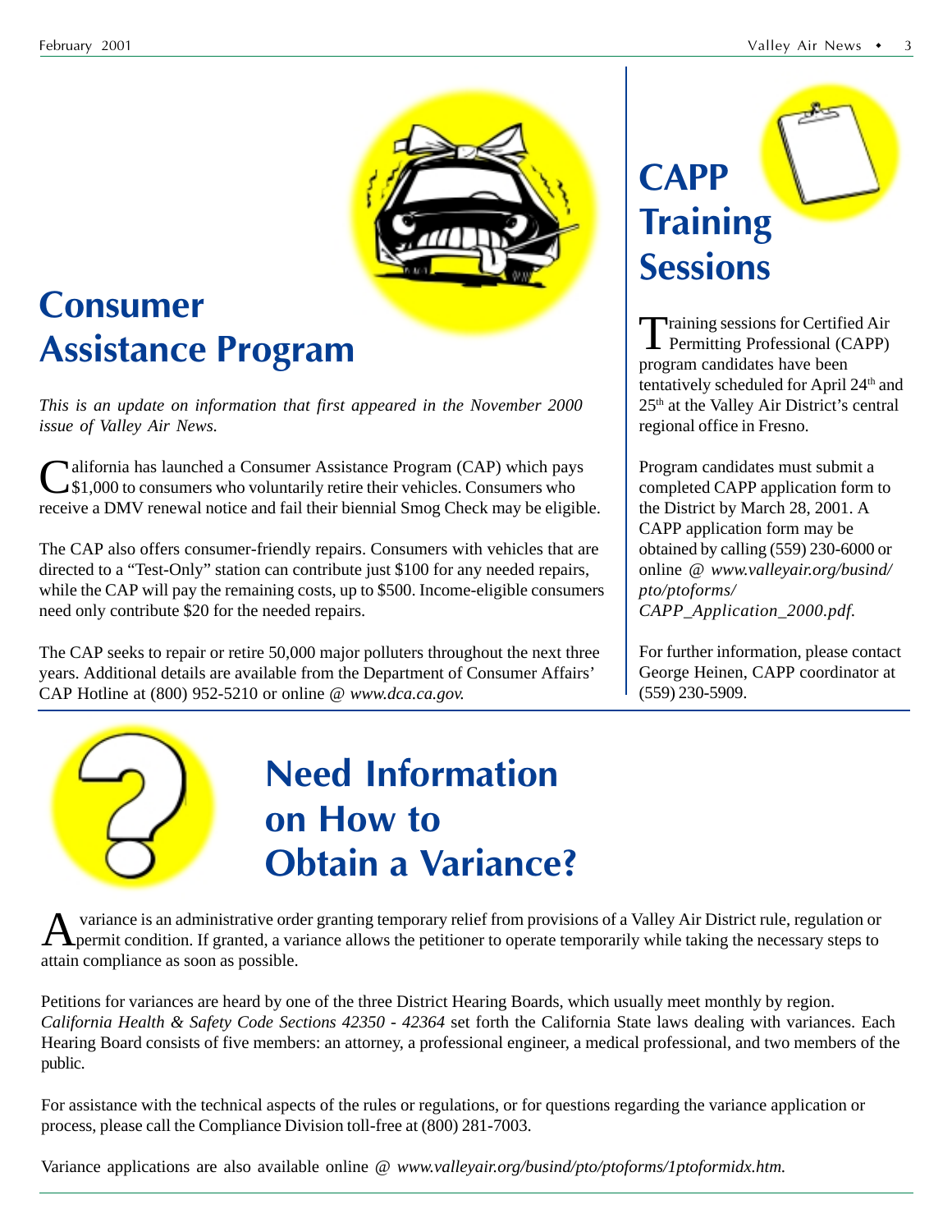# Consumer Assistance Program

*This is an update on information that first appeared in the November 2000 issue of Valley Air News.*

California has launched a Consumer Assistance Program (CAP) which pays $1,000 to consumers who voluntarily retire their vehicles. Consumers who receive a DMV renewal notice and fail their biennial Smog Check may be eligible.

The CAP also offers consumer-friendly repairs. Consumers with vehicles that are directed to a "Test-Only" station can contribute just $100 for any needed repairs, while the CAP will pay the remaining costs, up to $500. Income-eligible consumers need only contribute $20 for the needed repairs.

The CAP seeks to repair or retire 50,000 major polluters throughout the next three years. Additional details are available from the Department of Consumer Affairs' CAP Hotline at (800) 952-5210 or online @ *www.dca.ca.gov.*

# CAPP Training Sessions

Training sessions for Certified Air Permitting Professional (CAPP) program candidates have been tentatively scheduled for April 24th and 25th at the Valley Air District's central regional office in Fresno.

Program candidates must submit a completed CAPP application form to the District by March 28, 2001. A CAPP application form may be obtained by calling (559) 230-6000 or online @ *www.valleyair.org/busind/pto/ptoforms/CAPP_Application_2000.pdf.*

For further information, please contact George Heinen, CAPP coordinator at (559) 230-5909.

# Need Information on How to Obtain a Variance?

A variance is an administrative order granting temporary relief from provisions of a Valley Air District rule, regulation or permit condition. If granted, a variance allows the petitioner to operate temporarily while taking the necessary steps to attain compliance as soon as possible.

Petitions for variances are heard by one of the three District Hearing Boards, which usually meet monthly by region. *California Health & Safety Code Sections 42350 - 42364* set forth the California State laws dealing with variances. Each Hearing Board consists of five members: an attorney, a professional engineer, a medical professional, and two members of the public.

For assistance with the technical aspects of the rules or regulations, or for questions regarding the variance application or process, please call the Compliance Division toll-free at (800) 281-7003.

Variance applications are also available online @ *www.valleyair.org/busind/pto/ptoforms/1ptoformidx.htm.*